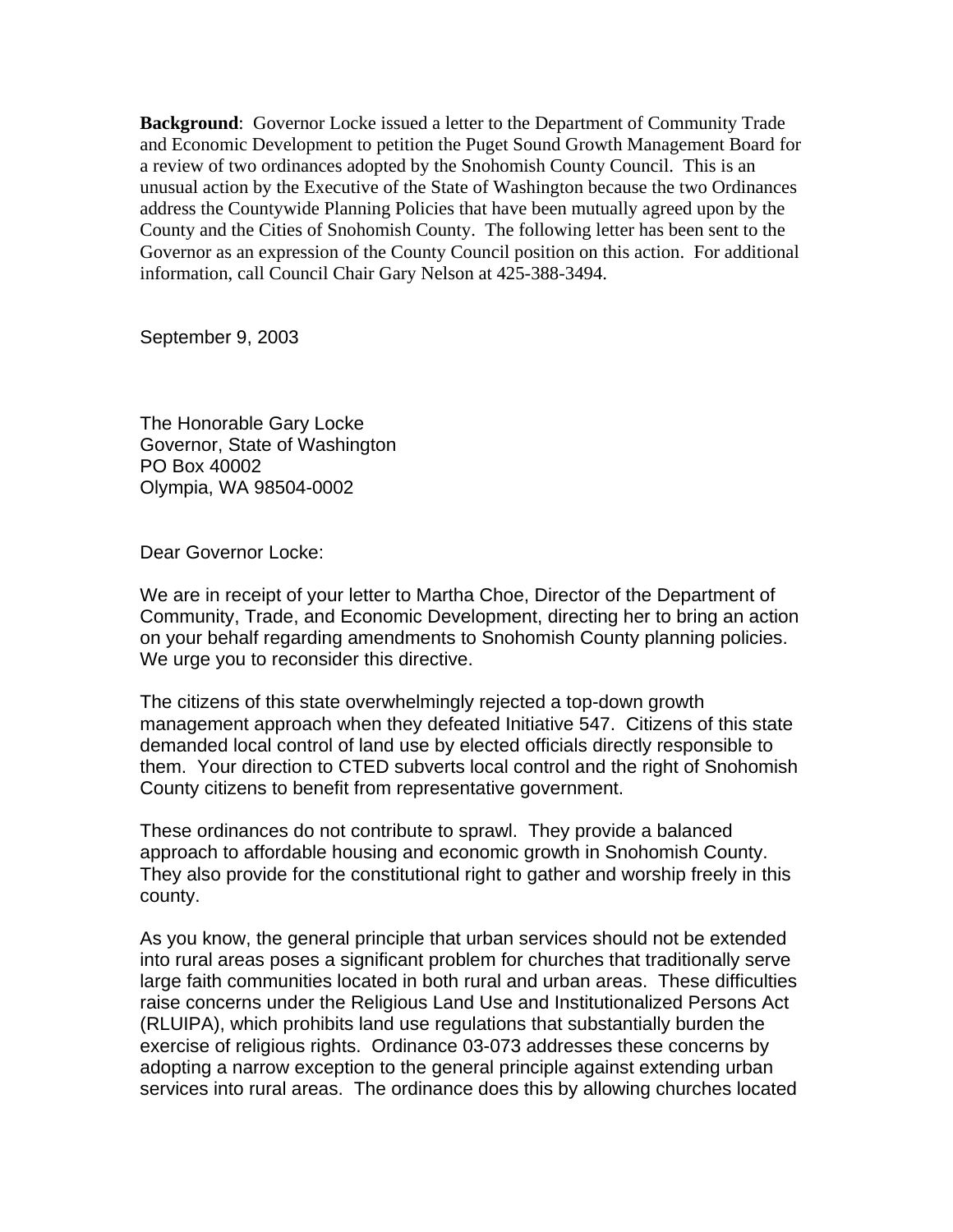**Background**: Governor Locke issued a letter to the Department of Community Trade and Economic Development to petition the Puget Sound Growth Management Board for a review of two ordinances adopted by the Snohomish County Council. This is an unusual action by the Executive of the State of Washington because the two Ordinances address the Countywide Planning Policies that have been mutually agreed upon by the County and the Cities of Snohomish County. The following letter has been sent to the Governor as an expression of the County Council position on this action. For additional information, call Council Chair Gary Nelson at 425-388-3494.

September 9, 2003

The Honorable Gary Locke
Governor, State of Washington
PO Box 40002
Olympia, WA 98504-0002

Dear Governor Locke:

We are in receipt of your letter to Martha Choe, Director of the Department of Community, Trade, and Economic Development, directing her to bring an action on your behalf regarding amendments to Snohomish County planning policies. We urge you to reconsider this directive.

The citizens of this state overwhelmingly rejected a top-down growth management approach when they defeated Initiative 547. Citizens of this state demanded local control of land use by elected officials directly responsible to them. Your direction to CTED subverts local control and the right of Snohomish County citizens to benefit from representative government.

These ordinances do not contribute to sprawl. They provide a balanced approach to affordable housing and economic growth in Snohomish County. They also provide for the constitutional right to gather and worship freely in this county.

As you know, the general principle that urban services should not be extended into rural areas poses a significant problem for churches that traditionally serve large faith communities located in both rural and urban areas. These difficulties raise concerns under the Religious Land Use and Institutionalized Persons Act (RLUIPA), which prohibits land use regulations that substantially burden the exercise of religious rights. Ordinance 03-073 addresses these concerns by adopting a narrow exception to the general principle against extending urban services into rural areas. The ordinance does this by allowing churches located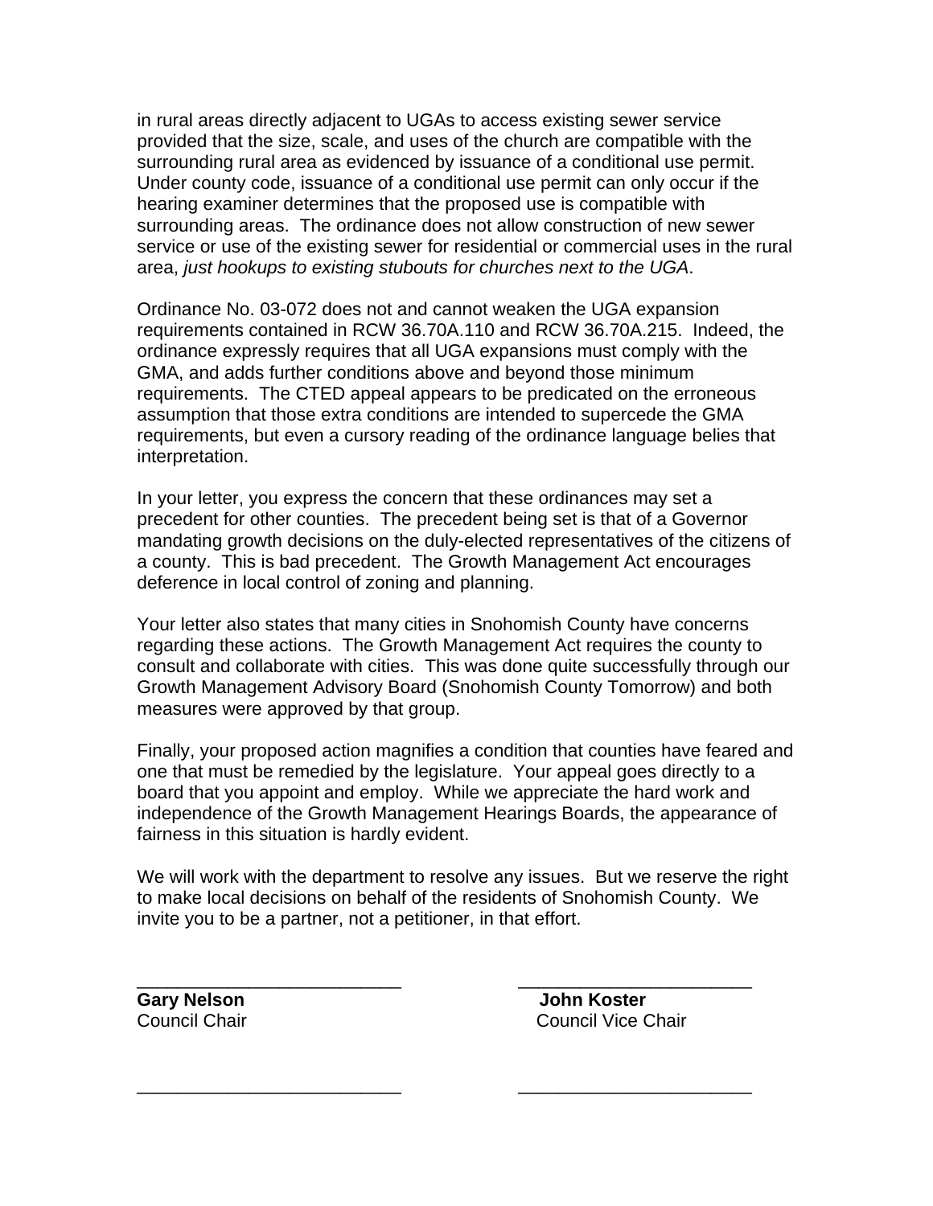in rural areas directly adjacent to UGAs to access existing sewer service provided that the size, scale, and uses of the church are compatible with the surrounding rural area as evidenced by issuance of a conditional use permit. Under county code, issuance of a conditional use permit can only occur if the hearing examiner determines that the proposed use is compatible with surrounding areas. The ordinance does not allow construction of new sewer service or use of the existing sewer for residential or commercial uses in the rural area, *just hookups to existing stubouts for churches next to the UGA*.

Ordinance No. 03-072 does not and cannot weaken the UGA expansion requirements contained in RCW 36.70A.110 and RCW 36.70A.215. Indeed, the ordinance expressly requires that all UGA expansions must comply with the GMA, and adds further conditions above and beyond those minimum requirements. The CTED appeal appears to be predicated on the erroneous assumption that those extra conditions are intended to supercede the GMA requirements, but even a cursory reading of the ordinance language belies that interpretation.

In your letter, you express the concern that these ordinances may set a precedent for other counties. The precedent being set is that of a Governor mandating growth decisions on the duly-elected representatives of the citizens of a county. This is bad precedent. The Growth Management Act encourages deference in local control of zoning and planning.

Your letter also states that many cities in Snohomish County have concerns regarding these actions. The Growth Management Act requires the county to consult and collaborate with cities. This was done quite successfully through our Growth Management Advisory Board (Snohomish County Tomorrow) and both measures were approved by that group.

Finally, your proposed action magnifies a condition that counties have feared and one that must be remedied by the legislature. Your appeal goes directly to a board that you appoint and employ. While we appreciate the hard work and independence of the Growth Management Hearings Boards, the appearance of fairness in this situation is hardly evident.

We will work with the department to resolve any issues. But we reserve the right to make local decisions on behalf of the residents of Snohomish County. We invite you to be a partner, not a petitioner, in that effort.

| | |
|---|---|
| ___________________________ | ________________________ |
| **Gary Nelson** | **John Koster** |
| Council Chair | Council Vice Chair |
| ___________________________ | ________________________ |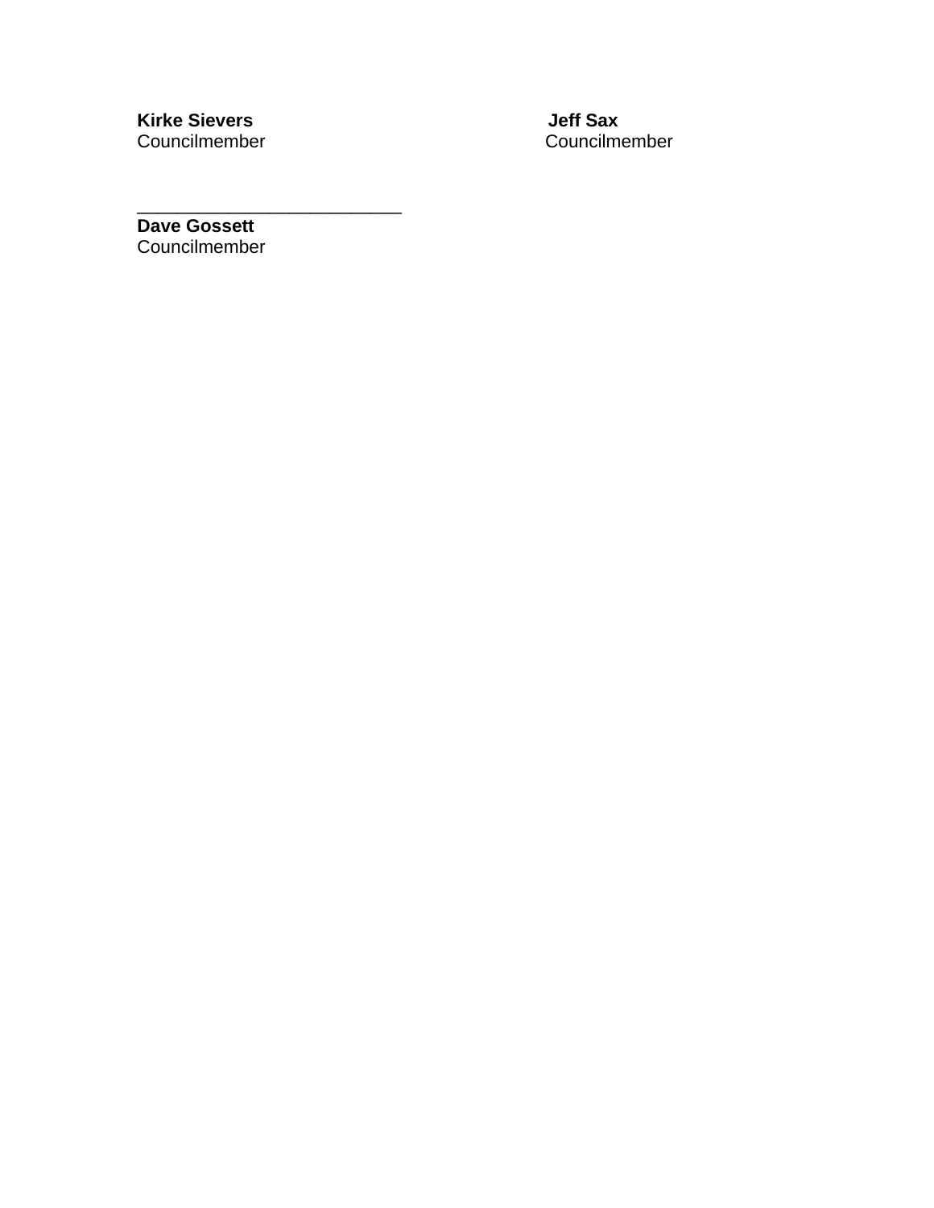**Kirke Sievers**
Councilmember

**Jeff Sax**
Councilmember

___________________________
**Dave Gossett**
Councilmember